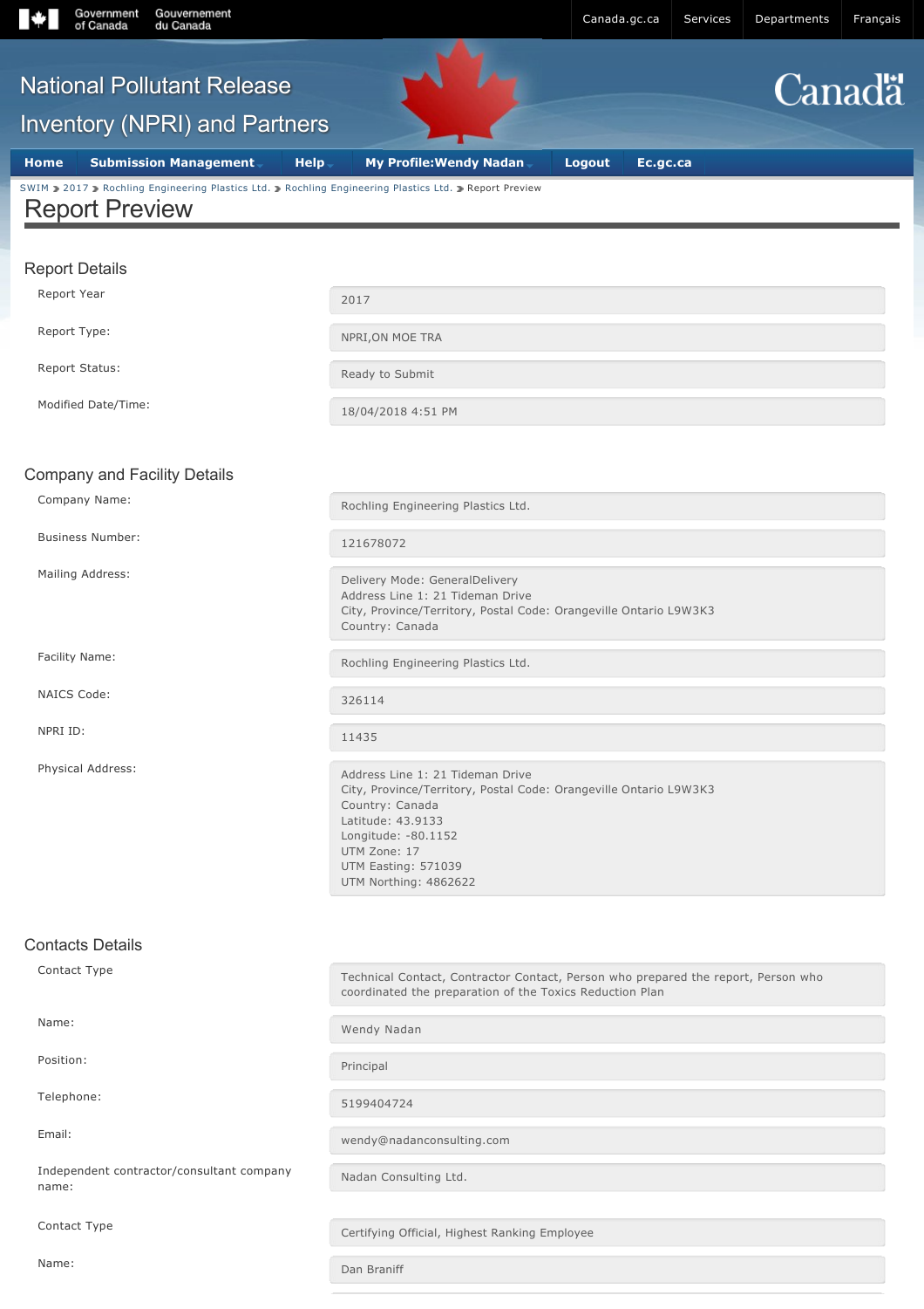# Report Preview

## Report Details

| | |
|---|---|
| Report Year | 2017 |
| Report Type: | NPRI,ON MOE TRA |
| Report Status: | Ready to Submit |
| Modified Date/Time: | 18/04/2018 4:51 PM |

## Company and Facility Details

| | |
|---|---|
| Company Name: | Rochling Engineering Plastics Ltd. |
| Business Number: | 121678072 |
| Mailing Address: | Delivery Mode: GeneralDelivery<br>Address Line 1: 21 Tideman Drive<br>City, Province/Territory, Postal Code: Orangeville Ontario L9W3K3<br>Country: Canada |
| Facility Name: | Rochling Engineering Plastics Ltd. |
| NAICS Code: | 326114 |
| NPRI ID: | 11435 |
| Physical Address: | Address Line 1: 21 Tideman Drive<br>City, Province/Territory, Postal Code: Orangeville Ontario L9W3K3<br>Country: Canada<br>Latitude: 43.9133<br>Longitude: -80.1152<br>UTM Zone: 17<br>UTM Easting: 571039<br>UTM Northing: 4862622 |

## Contacts Details

| | |
|---|---|
| Contact Type | Technical Contact, Contractor Contact, Person who prepared the report, Person who coordinated the preparation of the Toxics Reduction Plan |
| Name: | Wendy Nadan |
| Position: | Principal |
| Telephone: | 5199404724 |
| Email: | wendy@nadanconsulting.com |
| Independent contractor/consultant company name: | Nadan Consulting Ltd. |
| Contact Type | Certifying Official, Highest Ranking Employee |
| Name: | Dan Braniff |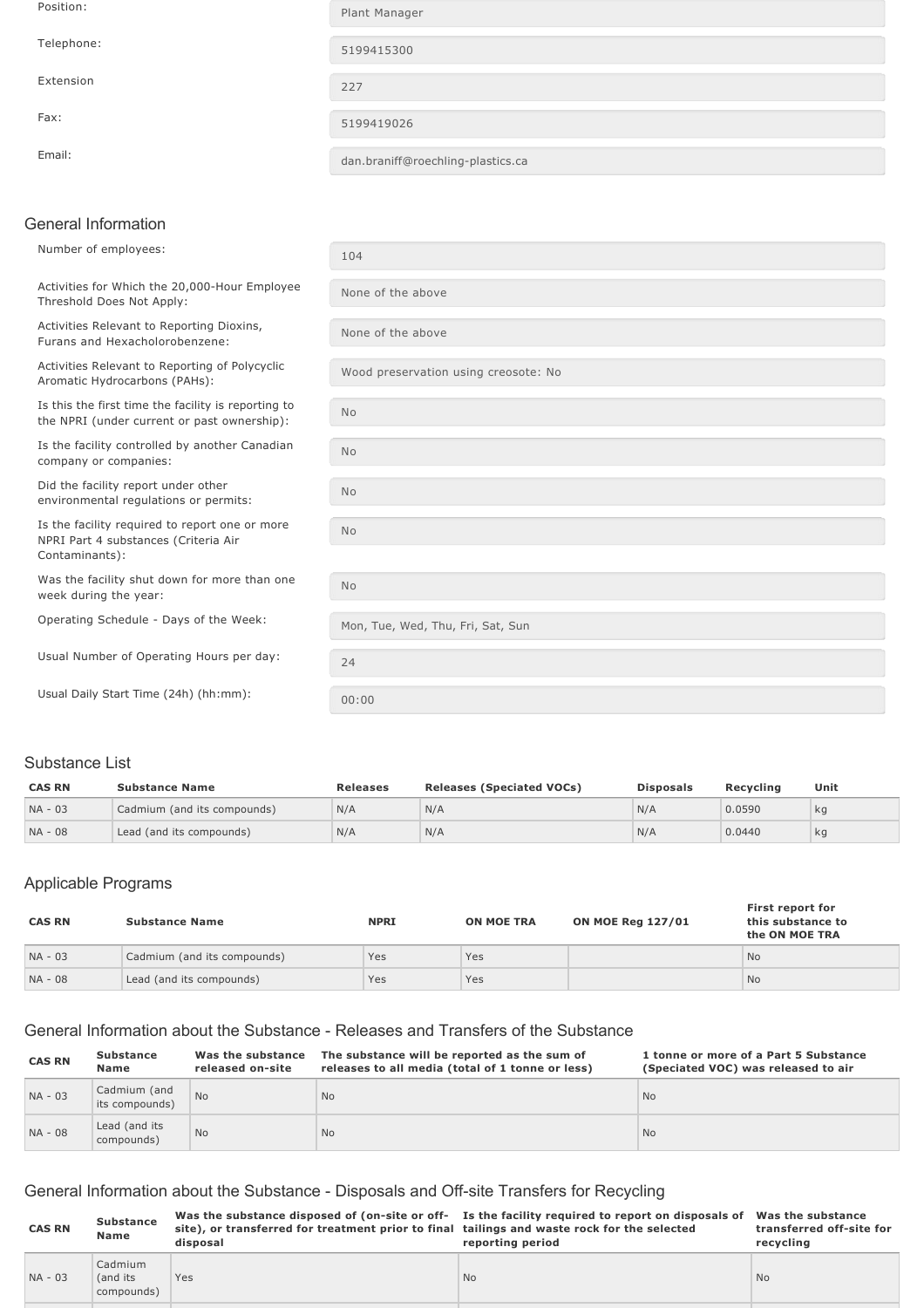| | |
|---|---|
| Position: | Plant Manager |
| Telephone: | 5199415300 |
| Extension | 227 |
| Fax: | 5199419026 |
| Email: | dan.braniff@roechling-plastics.ca |

## General Information

| | |
|---|---|
| Number of employees: | 104 |
| Activities for Which the 20,000-Hour Employee Threshold Does Not Apply: | None of the above |
| Activities Relevant to Reporting Dioxins, Furans and Hexacholorobenzene: | None of the above |
| Activities Relevant to Reporting of Polycyclic Aromatic Hydrocarbons (PAHs): | Wood preservation using creosote: No |
| Is this the first time the facility is reporting to the NPRI (under current or past ownership): | No |
| Is the facility controlled by another Canadian company or companies: | No |
| Did the facility report under other environmental regulations or permits: | No |
| Is the facility required to report one or more NPRI Part 4 substances (Criteria Air Contaminants): | No |
| Was the facility shut down for more than one week during the year: | No |
| Operating Schedule - Days of the Week: | Mon, Tue, Wed, Thu, Fri, Sat, Sun |
| Usual Number of Operating Hours per day: | 24 |
| Usual Daily Start Time (24h) (hh:mm): | 00:00 |

## Substance List

| CAS RN | Substance Name | Releases | Releases (Speciated VOCs) | Disposals | Recycling | Unit |
|---|---|---|---|---|---|---|
| NA - 03 | Cadmium (and its compounds) | N/A | N/A | N/A | 0.0590 | kg |
| NA - 08 | Lead (and its compounds) | N/A | N/A | N/A | 0.0440 | kg |

## Applicable Programs

| CAS RN | Substance Name | NPRI | ON MOE TRA | ON MOE Reg 127/01 | First report for this substance to the ON MOE TRA |
|---|---|---|---|---|---|
| NA - 03 | Cadmium (and its compounds) | Yes | Yes | | No |
| NA - 08 | Lead (and its compounds) | Yes | Yes | | No |

## General Information about the Substance - Releases and Transfers of the Substance

| CAS RN | Substance Name | Was the substance released on-site | The substance will be reported as the sum of releases to all media (total of 1 tonne or less) | 1 tonne or more of a Part 5 Substance (Speciated VOC) was released to air |
|---|---|---|---|---|
| NA - 03 | Cadmium (and its compounds) | No | No | No |
| NA - 08 | Lead (and its compounds) | No | No | No |

## General Information about the Substance - Disposals and Off-site Transfers for Recycling

| CAS RN | Substance Name | Was the substance disposed of (on-site or off-site), or transferred for treatment prior to final disposal | Is the facility required to report on disposals of tailings and waste rock for the selected reporting period | Was the substance transferred off-site for recycling |
|---|---|---|---|---|
| NA - 03 | Cadmium (and its compounds) | Yes | No | No |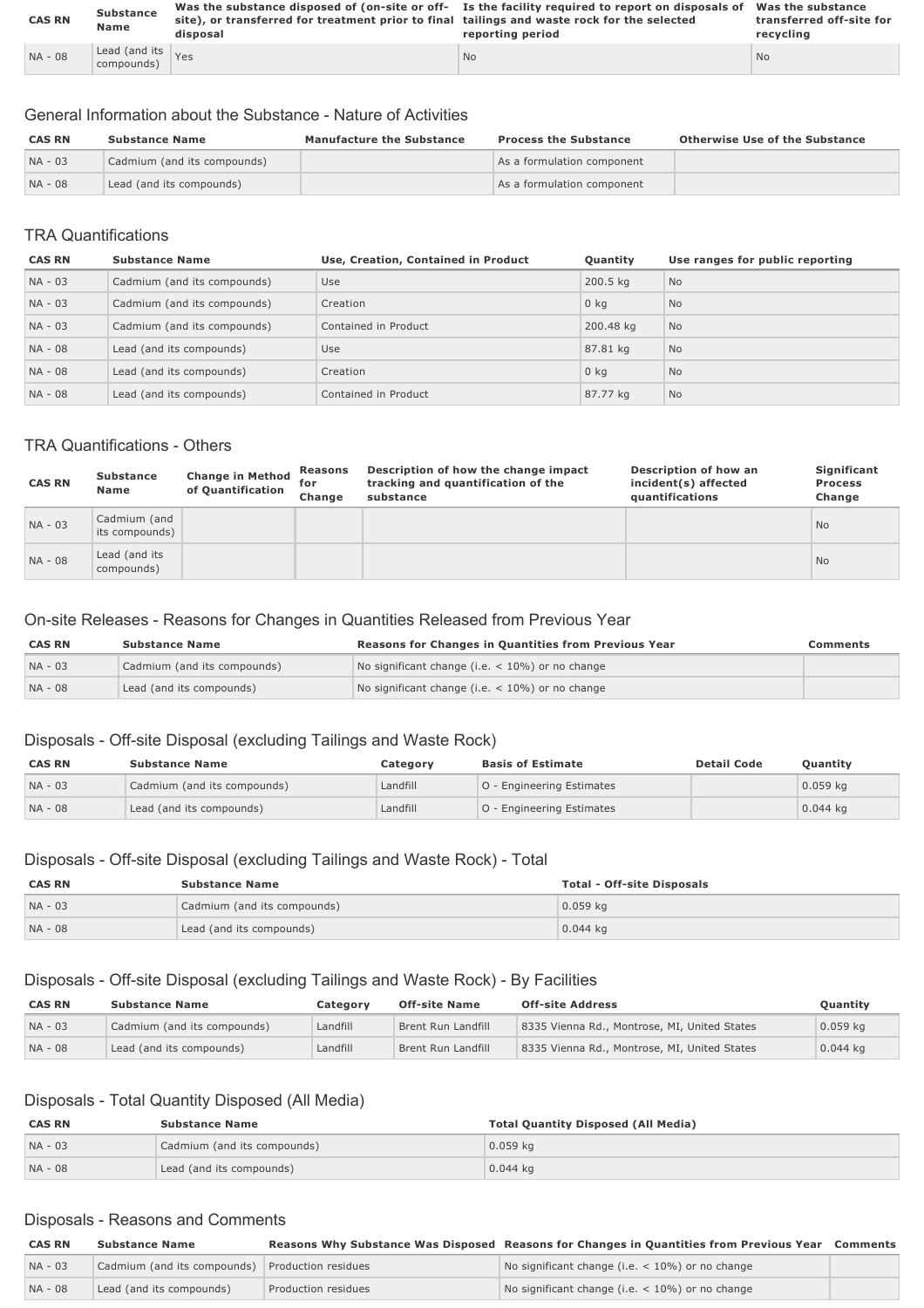| CAS RN | Substance Name | Was the substance disposed of (on-site or off-site), or transferred for treatment prior to final disposal | Is the facility required to report on disposals of tailings and waste rock for the selected reporting period | Was the substance transferred off-site for recycling |
|---|---|---|---|---|
| NA - 08 | Lead (and its compounds) | Yes | No | No |

## General Information about the Substance - Nature of Activities

| CAS RN | Substance Name | Manufacture the Substance | Process the Substance | Otherwise Use of the Substance |
|---|---|---|---|---|
| NA - 03 | Cadmium (and its compounds) | | As a formulation component | |
| NA - 08 | Lead (and its compounds) | | As a formulation component | |

## TRA Quantifications

| CAS RN | Substance Name | Use, Creation, Contained in Product | Quantity | Use ranges for public reporting |
|---|---|---|---|---|
| NA - 03 | Cadmium (and its compounds) | Use | 200.5 kg | No |
| NA - 03 | Cadmium (and its compounds) | Creation | 0 kg | No |
| NA - 03 | Cadmium (and its compounds) | Contained in Product | 200.48 kg | No |
| NA - 08 | Lead (and its compounds) | Use | 87.81 kg | No |
| NA - 08 | Lead (and its compounds) | Creation | 0 kg | No |
| NA - 08 | Lead (and its compounds) | Contained in Product | 87.77 kg | No |

## TRA Quantifications - Others

| CAS RN | Substance Name | Change in Method of Quantification | Reasons for Change | Description of how the change impact tracking and quantification of the substance | Description of how an incident(s) affected quantifications | Significant Process Change |
|---|---|---|---|---|---|---|
| NA - 03 | Cadmium (and its compounds) | | | | | No |
| NA - 08 | Lead (and its compounds) | | | | | No |

## On-site Releases - Reasons for Changes in Quantities Released from Previous Year

| CAS RN | Substance Name | Reasons for Changes in Quantities from Previous Year | Comments |
|---|---|---|---|
| NA - 03 | Cadmium (and its compounds) | No significant change (i.e. < 10%) or no change | |
| NA - 08 | Lead (and its compounds) | No significant change (i.e. < 10%) or no change | |

## Disposals - Off-site Disposal (excluding Tailings and Waste Rock)

| CAS RN | Substance Name | Category | Basis of Estimate | Detail Code | Quantity |
|---|---|---|---|---|---|
| NA - 03 | Cadmium (and its compounds) | Landfill | O - Engineering Estimates | | 0.059 kg |
| NA - 08 | Lead (and its compounds) | Landfill | O - Engineering Estimates | | 0.044 kg |

## Disposals - Off-site Disposal (excluding Tailings and Waste Rock) - Total

| CAS RN | Substance Name | Total - Off-site Disposals |
|---|---|---|
| NA - 03 | Cadmium (and its compounds) | 0.059 kg |
| NA - 08 | Lead (and its compounds) | 0.044 kg |

## Disposals - Off-site Disposal (excluding Tailings and Waste Rock) - By Facilities

| CAS RN | Substance Name | Category | Off-site Name | Off-site Address | Quantity |
|---|---|---|---|---|---|
| NA - 03 | Cadmium (and its compounds) | Landfill | Brent Run Landfill | 8335 Vienna Rd., Montrose, MI, United States | 0.059 kg |
| NA - 08 | Lead (and its compounds) | Landfill | Brent Run Landfill | 8335 Vienna Rd., Montrose, MI, United States | 0.044 kg |

## Disposals - Total Quantity Disposed (All Media)

| CAS RN | Substance Name | Total Quantity Disposed (All Media) |
|---|---|---|
| NA - 03 | Cadmium (and its compounds) | 0.059 kg |
| NA - 08 | Lead (and its compounds) | 0.044 kg |

## Disposals - Reasons and Comments

| CAS RN | Substance Name | Reasons Why Substance Was Disposed | Reasons for Changes in Quantities from Previous Year | Comments |
|---|---|---|---|---|
| NA - 03 | Cadmium (and its compounds) | Production residues | No significant change (i.e. < 10%) or no change | |
| NA - 08 | Lead (and its compounds) | Production residues | No significant change (i.e. < 10%) or no change | |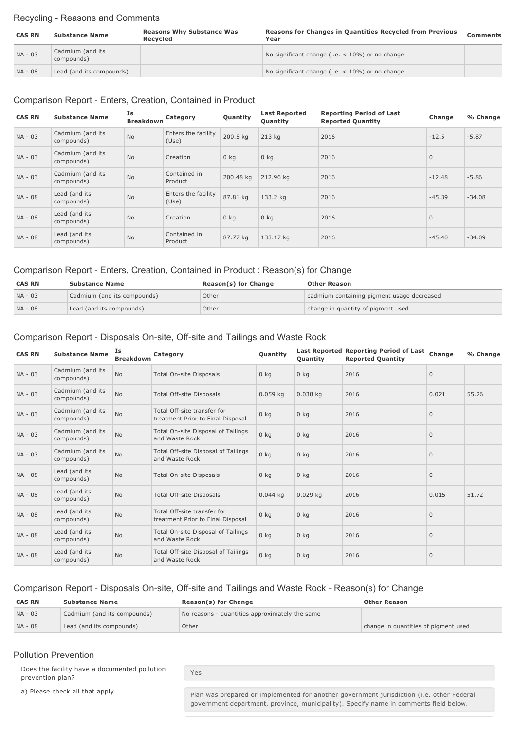## Recycling - Reasons and Comments

| CAS RN | Substance Name | Reasons Why Substance Was Recycled | Reasons for Changes in Quantities Recycled from Previous Year | Comments |
|---|---|---|---|---|
| NA - 03 | Cadmium (and its compounds) | | No significant change (i.e. < 10%) or no change | |
| NA - 08 | Lead (and its compounds) | | No significant change (i.e. < 10%) or no change | |

## Comparison Report - Enters, Creation, Contained in Product

| CAS RN | Substance Name | Is Breakdown | Category | Quantity | Last Reported Quantity | Reporting Period of Last Reported Quantity | Change | % Change |
|---|---|---|---|---|---|---|---|---|
| NA - 03 | Cadmium (and its compounds) | No | Enters the facility (Use) | 200.5 kg | 213 kg | 2016 | -12.5 | -5.87 |
| NA - 03 | Cadmium (and its compounds) | No | Creation | 0 kg | 0 kg | 2016 | 0 | |
| NA - 03 | Cadmium (and its compounds) | No | Contained in Product | 200.48 kg | 212.96 kg | 2016 | -12.48 | -5.86 |
| NA - 08 | Lead (and its compounds) | No | Enters the facility (Use) | 87.81 kg | 133.2 kg | 2016 | -45.39 | -34.08 |
| NA - 08 | Lead (and its compounds) | No | Creation | 0 kg | 0 kg | 2016 | 0 | |
| NA - 08 | Lead (and its compounds) | No | Contained in Product | 87.77 kg | 133.17 kg | 2016 | -45.40 | -34.09 |

## Comparison Report - Enters, Creation, Contained in Product : Reason(s) for Change

| CAS RN | Substance Name | Reason(s) for Change | Other Reason |
|---|---|---|---|
| NA - 03 | Cadmium (and its compounds) | Other | cadmium containing pigment usage decreased |
| NA - 08 | Lead (and its compounds) | Other | change in quantity of pigment used |

## Comparison Report - Disposals On-site, Off-site and Tailings and Waste Rock

| CAS RN | Substance Name | Is Breakdown | Category | Quantity | Last Reported Quantity | Reporting Period of Last Reported Quantity | Change | % Change |
|---|---|---|---|---|---|---|---|---|
| NA - 03 | Cadmium (and its compounds) | No | Total On-site Disposals | 0 kg | 0 kg | 2016 | 0 | |
| NA - 03 | Cadmium (and its compounds) | No | Total Off-site Disposals | 0.059 kg | 0.038 kg | 2016 | 0.021 | 55.26 |
| NA - 03 | Cadmium (and its compounds) | No | Total Off-site transfer for treatment Prior to Final Disposal | 0 kg | 0 kg | 2016 | 0 | |
| NA - 03 | Cadmium (and its compounds) | No | Total On-site Disposal of Tailings and Waste Rock | 0 kg | 0 kg | 2016 | 0 | |
| NA - 03 | Cadmium (and its compounds) | No | Total Off-site Disposal of Tailings and Waste Rock | 0 kg | 0 kg | 2016 | 0 | |
| NA - 08 | Lead (and its compounds) | No | Total On-site Disposals | 0 kg | 0 kg | 2016 | 0 | |
| NA - 08 | Lead (and its compounds) | No | Total Off-site Disposals | 0.044 kg | 0.029 kg | 2016 | 0.015 | 51.72 |
| NA - 08 | Lead (and its compounds) | No | Total Off-site transfer for treatment Prior to Final Disposal | 0 kg | 0 kg | 2016 | 0 | |
| NA - 08 | Lead (and its compounds) | No | Total On-site Disposal of Tailings and Waste Rock | 0 kg | 0 kg | 2016 | 0 | |
| NA - 08 | Lead (and its compounds) | No | Total Off-site Disposal of Tailings and Waste Rock | 0 kg | 0 kg | 2016 | 0 | |

## Comparison Report - Disposals On-site, Off-site and Tailings and Waste Rock - Reason(s) for Change

| CAS RN | Substance Name | Reason(s) for Change | Other Reason |
|---|---|---|---|
| NA - 03 | Cadmium (and its compounds) | No reasons - quantities approximately the same | |
| NA - 08 | Lead (and its compounds) | Other | change in quantities of pigment used |

## Pollution Prevention

Does the facility have a documented pollution prevention plan?

Yes

a) Please check all that apply

Plan was prepared or implemented for another government jurisdiction (i.e. other Federal government department, province, municipality). Specify name in comments field below.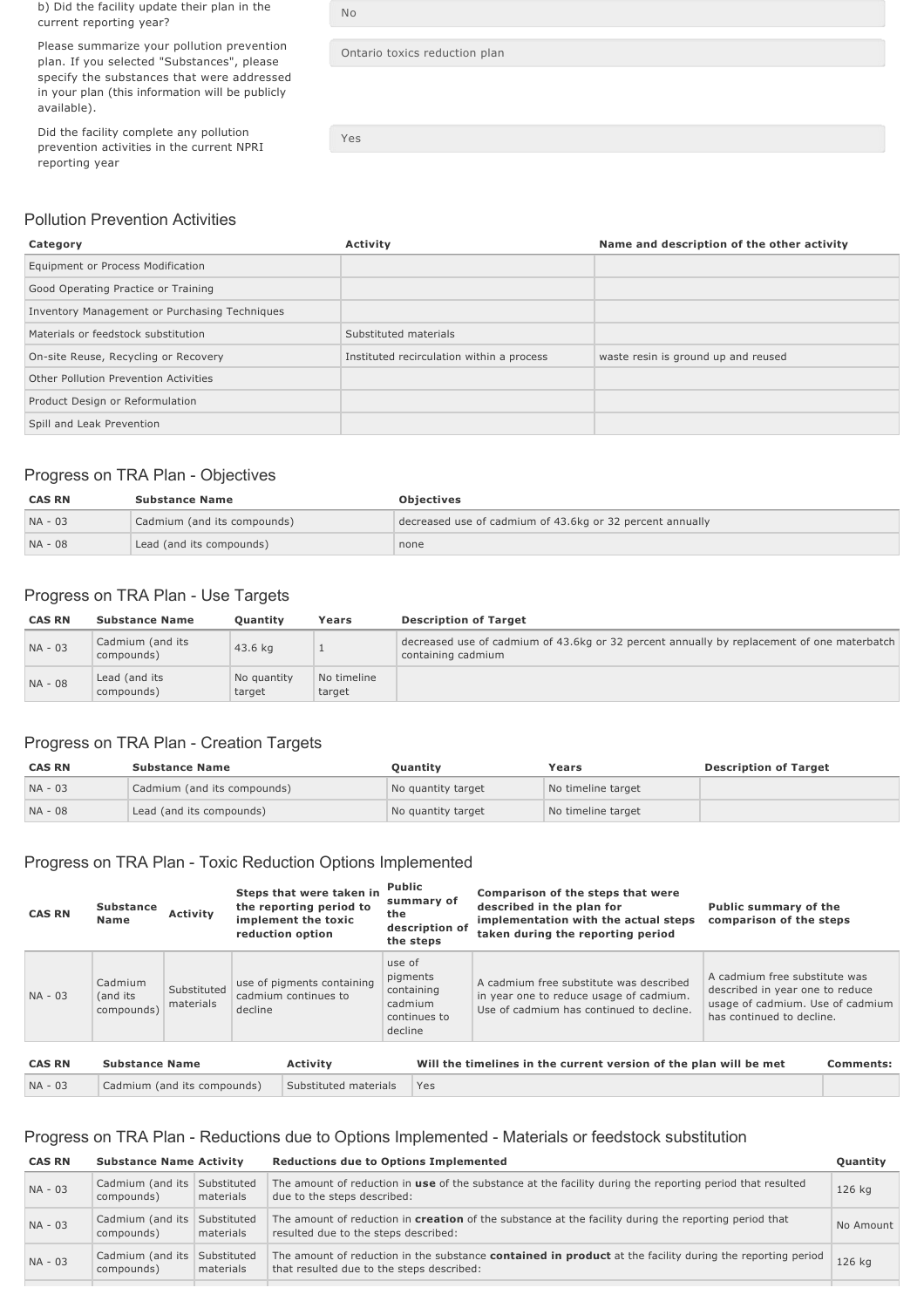| | |
|---|---|
| b) Did the facility update their plan in the current reporting year? | No |
| Please summarize your pollution prevention plan. If you selected "Substances", please specify the substances that were addressed in your plan (this information will be publicly available). | Ontario toxics reduction plan |
| Did the facility complete any pollution prevention activities in the current NPRI reporting year | Yes |

## Pollution Prevention Activities

| Category | Activity | Name and description of the other activity |
|---|---|---|
| Equipment or Process Modification | | |
| Good Operating Practice or Training | | |
| Inventory Management or Purchasing Techniques | | |
| Materials or feedstock substitution | Substituted materials | |
| On-site Reuse, Recycling or Recovery | Instituted recirculation within a process | waste resin is ground up and reused |
| Other Pollution Prevention Activities | | |
| Product Design or Reformulation | | |
| Spill and Leak Prevention | | |

## Progress on TRA Plan - Objectives

| CAS RN | Substance Name | Objectives |
|---|---|---|
| NA - 03 | Cadmium (and its compounds) | decreased use of cadmium of 43.6kg or 32 percent annually |
| NA - 08 | Lead (and its compounds) | none |

## Progress on TRA Plan - Use Targets

| CAS RN | Substance Name | Quantity | Years | Description of Target |
|---|---|---|---|---|
| NA - 03 | Cadmium (and its compounds) | 43.6 kg | 1 | decreased use of cadmium of 43.6kg or 32 percent annually by replacement of one materbatch containing cadmium |
| NA - 08 | Lead (and its compounds) | No quantity target | No timeline target | |

## Progress on TRA Plan - Creation Targets

| CAS RN | Substance Name | Quantity | Years | Description of Target |
|---|---|---|---|---|
| NA - 03 | Cadmium (and its compounds) | No quantity target | No timeline target | |
| NA - 08 | Lead (and its compounds) | No quantity target | No timeline target | |

## Progress on TRA Plan - Toxic Reduction Options Implemented

| CAS RN | Substance Name | Activity | Steps that were taken in the reporting period to implement the toxic reduction option | Public summary of the description of the steps | Comparison of the steps that were described in the plan for implementation with the actual steps taken during the reporting period | Public summary of the comparison of the steps |
|---|---|---|---|---|---|---|
| NA - 03 | Cadmium (and its compounds) | Substituted materials | use of pigments containing cadmium continues to decline | use of pigments containing cadmium continues to decline | A cadmium free substitute was described in year one to reduce usage of cadmium. Use of cadmium has continued to decline. | A cadmium free substitute was described in year one to reduce usage of cadmium. Use of cadmium has continued to decline. |

| CAS RN | Substance Name | Activity | Will the timelines in the current version of the plan will be met | Comments: |
|---|---|---|---|---|
| NA - 03 | Cadmium (and its compounds) | Substituted materials | Yes | |

## Progress on TRA Plan - Reductions due to Options Implemented - Materials or feedstock substitution

| CAS RN | Substance Name | Activity | Reductions due to Options Implemented | Quantity |
|---|---|---|---|---|
| NA - 03 | Cadmium (and its compounds) | Substituted materials | The amount of reduction in **use** of the substance at the facility during the reporting period that resulted due to the steps described: | 126 kg |
| NA - 03 | Cadmium (and its compounds) | Substituted materials | The amount of reduction in **creation** of the substance at the facility during the reporting period that resulted due to the steps described: | No Amount |
| NA - 03 | Cadmium (and its compounds) | Substituted materials | The amount of reduction in the substance **contained in product** at the facility during the reporting period that resulted due to the steps described: | 126 kg |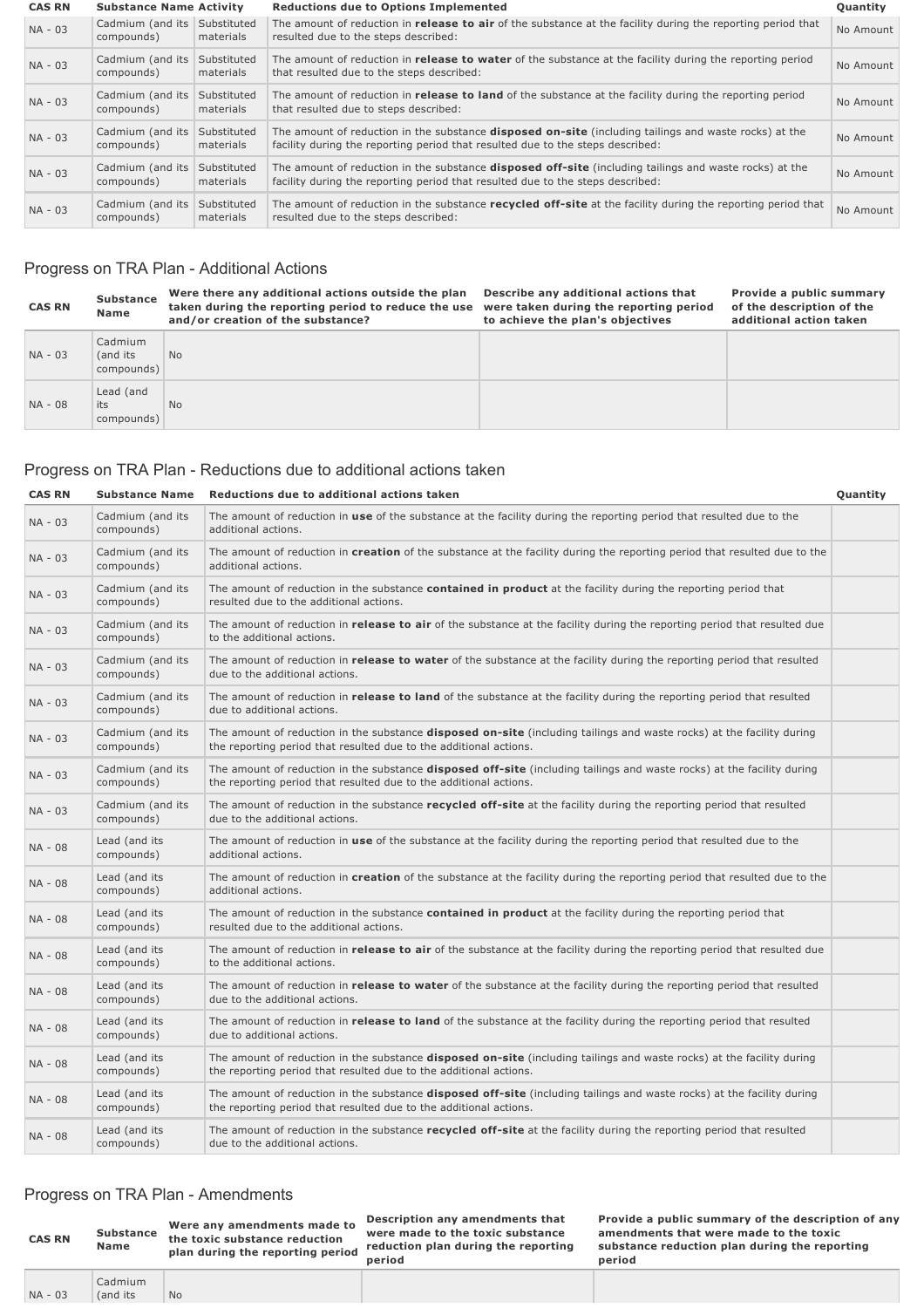| CAS RN | Substance Name | Activity | Reductions due to Options Implemented | Quantity |
|---|---|---|---|---|
| NA - 03 | Cadmium (and its compounds) | Substituted materials | The amount of reduction in **release to air** of the substance at the facility during the reporting period that resulted due to the steps described: | No Amount |
| NA - 03 | Cadmium (and its compounds) | Substituted materials | The amount of reduction in **release to water** of the substance at the facility during the reporting period that resulted due to the steps described: | No Amount |
| NA - 03 | Cadmium (and its compounds) | Substituted materials | The amount of reduction in **release to land** of the substance at the facility during the reporting period that resulted due to steps described: | No Amount |
| NA - 03 | Cadmium (and its compounds) | Substituted materials | The amount of reduction in the substance **disposed on-site** (including tailings and waste rocks) at the facility during the reporting period that resulted due to the steps described: | No Amount |
| NA - 03 | Cadmium (and its compounds) | Substituted materials | The amount of reduction in the substance **disposed off-site** (including tailings and waste rocks) at the facility during the reporting period that resulted due to the steps described: | No Amount |
| NA - 03 | Cadmium (and its compounds) | Substituted materials | The amount of reduction in the substance **recycled off-site** at the facility during the reporting period that resulted due to the steps described: | No Amount |

## Progress on TRA Plan - Additional Actions

| CAS RN | Substance Name | Were there any additional actions outside the plan taken during the reporting period to reduce the use and/or creation of the substance? | Describe any additional actions that were taken during the reporting period to achieve the plan's objectives | Provide a public summary of the description of the additional action taken |
|---|---|---|---|---|
| NA - 03 | Cadmium (and its compounds) | No | | |
| NA - 08 | Lead (and its compounds) | No | | |

## Progress on TRA Plan - Reductions due to additional actions taken

| CAS RN | Substance Name | Reductions due to additional actions taken | Quantity |
|---|---|---|---|
| NA - 03 | Cadmium (and its compounds) | The amount of reduction in **use** of the substance at the facility during the reporting period that resulted due to the additional actions. | |
| NA - 03 | Cadmium (and its compounds) | The amount of reduction in **creation** of the substance at the facility during the reporting period that resulted due to the additional actions. | |
| NA - 03 | Cadmium (and its compounds) | The amount of reduction in the substance **contained in product** at the facility during the reporting period that resulted due to the additional actions. | |
| NA - 03 | Cadmium (and its compounds) | The amount of reduction in **release to air** of the substance at the facility during the reporting period that resulted due to the additional actions. | |
| NA - 03 | Cadmium (and its compounds) | The amount of reduction in **release to water** of the substance at the facility during the reporting period that resulted due to the additional actions. | |
| NA - 03 | Cadmium (and its compounds) | The amount of reduction in **release to land** of the substance at the facility during the reporting period that resulted due to additional actions. | |
| NA - 03 | Cadmium (and its compounds) | The amount of reduction in the substance **disposed on-site** (including tailings and waste rocks) at the facility during the reporting period that resulted due to the additional actions. | |
| NA - 03 | Cadmium (and its compounds) | The amount of reduction in the substance **disposed off-site** (including tailings and waste rocks) at the facility during the reporting period that resulted due to the additional actions. | |
| NA - 03 | Cadmium (and its compounds) | The amount of reduction in the substance **recycled off-site** at the facility during the reporting period that resulted due to the additional actions. | |
| NA - 08 | Lead (and its compounds) | The amount of reduction in **use** of the substance at the facility during the reporting period that resulted due to the additional actions. | |
| NA - 08 | Lead (and its compounds) | The amount of reduction in **creation** of the substance at the facility during the reporting period that resulted due to the additional actions. | |
| NA - 08 | Lead (and its compounds) | The amount of reduction in the substance **contained in product** at the facility during the reporting period that resulted due to the additional actions. | |
| NA - 08 | Lead (and its compounds) | The amount of reduction in **release to air** of the substance at the facility during the reporting period that resulted due to the additional actions. | |
| NA - 08 | Lead (and its compounds) | The amount of reduction in **release to water** of the substance at the facility during the reporting period that resulted due to the additional actions. | |
| NA - 08 | Lead (and its compounds) | The amount of reduction in **release to land** of the substance at the facility during the reporting period that resulted due to additional actions. | |
| NA - 08 | Lead (and its compounds) | The amount of reduction in the substance **disposed on-site** (including tailings and waste rocks) at the facility during the reporting period that resulted due to the additional actions. | |
| NA - 08 | Lead (and its compounds) | The amount of reduction in the substance **disposed off-site** (including tailings and waste rocks) at the facility during the reporting period that resulted due to the additional actions. | |
| NA - 08 | Lead (and its compounds) | The amount of reduction in the substance **recycled off-site** at the facility during the reporting period that resulted due to the additional actions. | |

## Progress on TRA Plan - Amendments

| CAS RN | Substance Name | Were any amendments made to the toxic substance reduction plan during the reporting period | Description any amendments that were made to the toxic substance reduction plan during the reporting period | Provide a public summary of the description of any amendments that were made to the toxic substance reduction plan during the reporting period |
|---|---|---|---|---|
| NA - 03 | Cadmium (and its | No | | |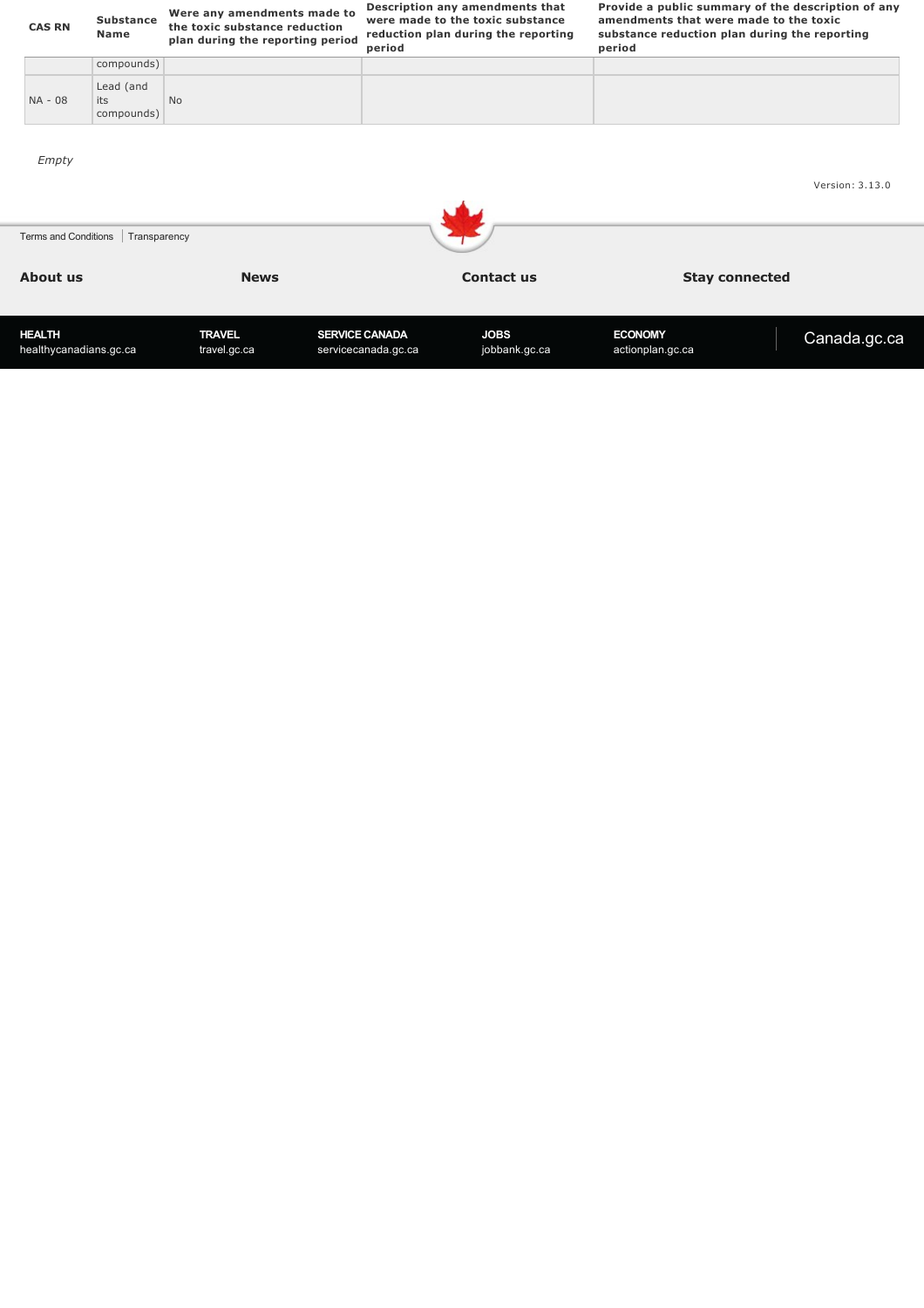| CAS RN | Substance Name | Were any amendments made to the toxic substance reduction plan during the reporting period | Description any amendments that were made to the toxic substance reduction plan during the reporting period | Provide a public summary of the description of any amendments that were made to the toxic substance reduction plan during the reporting period |
|---|---|---|---|---|
| | compounds) | | | |
| NA - 08 | Lead (and its compounds) | No | | |

*Empty*

Version: 3.13.0

Terms and Conditions | Transparency

**About us** **News** **Contact us** **Stay connected**

**HEALTH** healthycanadians.gc.ca **TRAVEL** travel.gc.ca **SERVICE CANADA** servicecanada.gc.ca **JOBS** jobbank.gc.ca **ECONOMY** actionplan.gc.ca Canada.gc.ca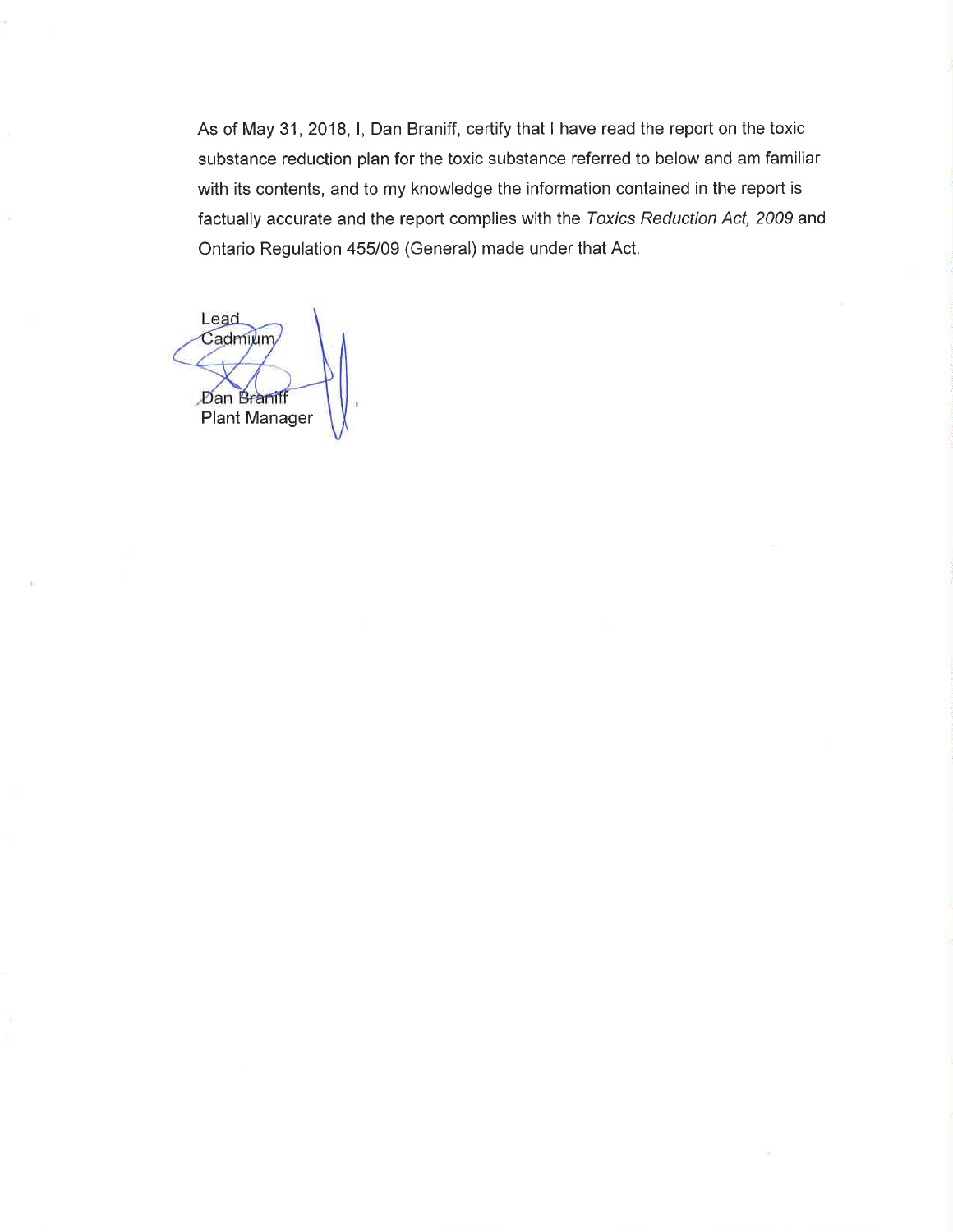As of May 31, 2018, I, Dan Braniff, certify that I have read the report on the toxic substance reduction plan for the toxic substance referred to below and am familiar with its contents, and to my knowledge the information contained in the report is factually accurate and the report complies with the *Toxics Reduction Act, 2009* and Ontario Regulation 455/09 (General) made under that Act.

Lead
Cadmium

Dan Braniff
Plant Manager